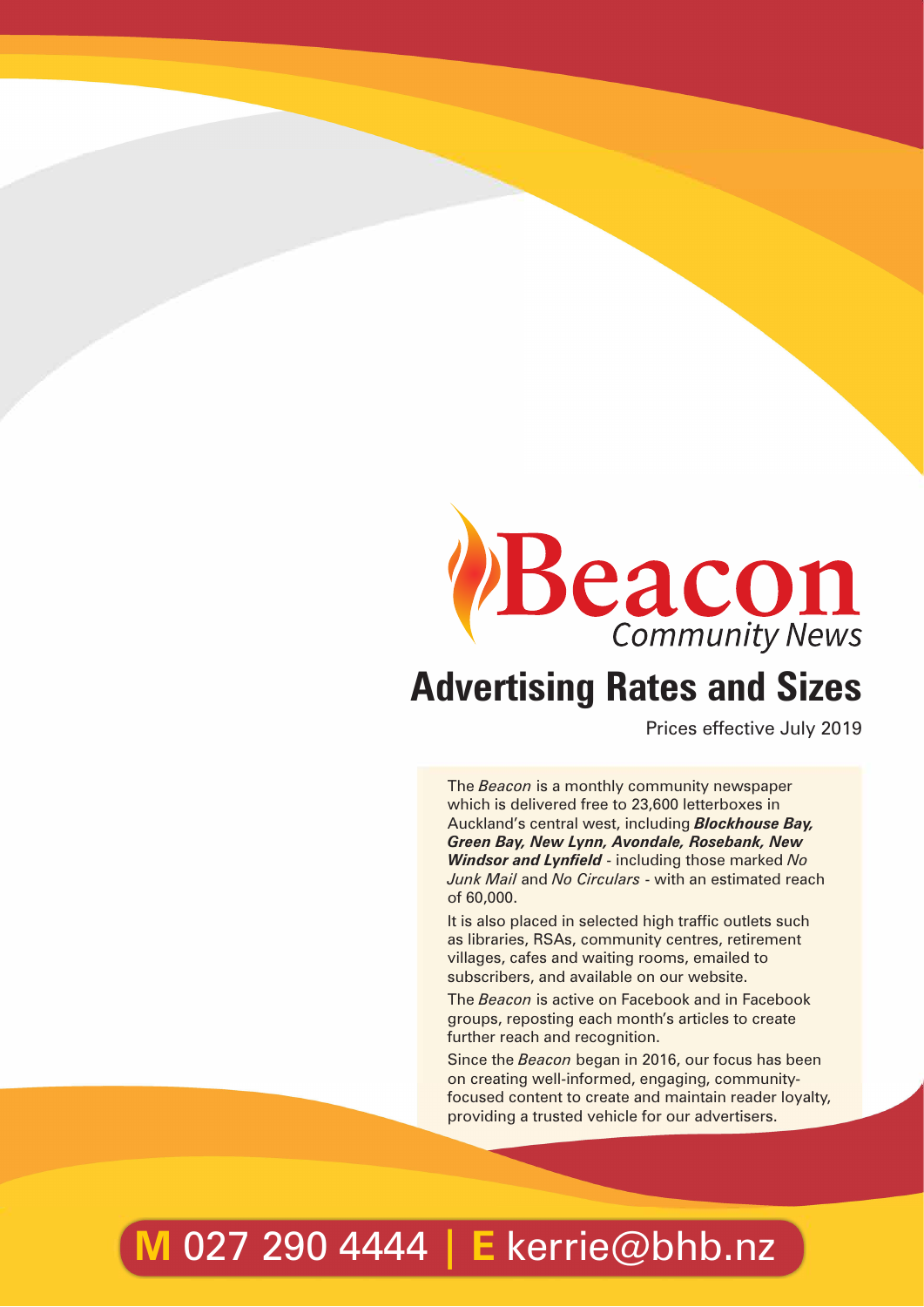# Beacon

*Community News*

## Advertising Rates and Sizes

Prices effective July 2019

The *Beacon* is a monthly community newspaper which is delivered free to 23,600 letterboxes in Auckland's central west, including ***Blockhouse Bay, Green Bay, New Lynn, Avondale, Rosebank, New Windsor and Lynfield*** - including those marked *No Junk Mail* and *No Circulars* - with an estimated reach of 60,000.

It is also placed in selected high traffic outlets such as libraries, RSAs, community centres, retirement villages, cafes and waiting rooms, emailed to subscribers, and available on our website.

The *Beacon* is active on Facebook and in Facebook groups, reposting each month's articles to create further reach and recognition.

Since the *Beacon* began in 2016, our focus has been on creating well-informed, engaging, community-focused content to create and maintain reader loyalty, providing a trusted vehicle for our advertisers.

**M** 027 290 4444 | **E** kerrie@bhb.nz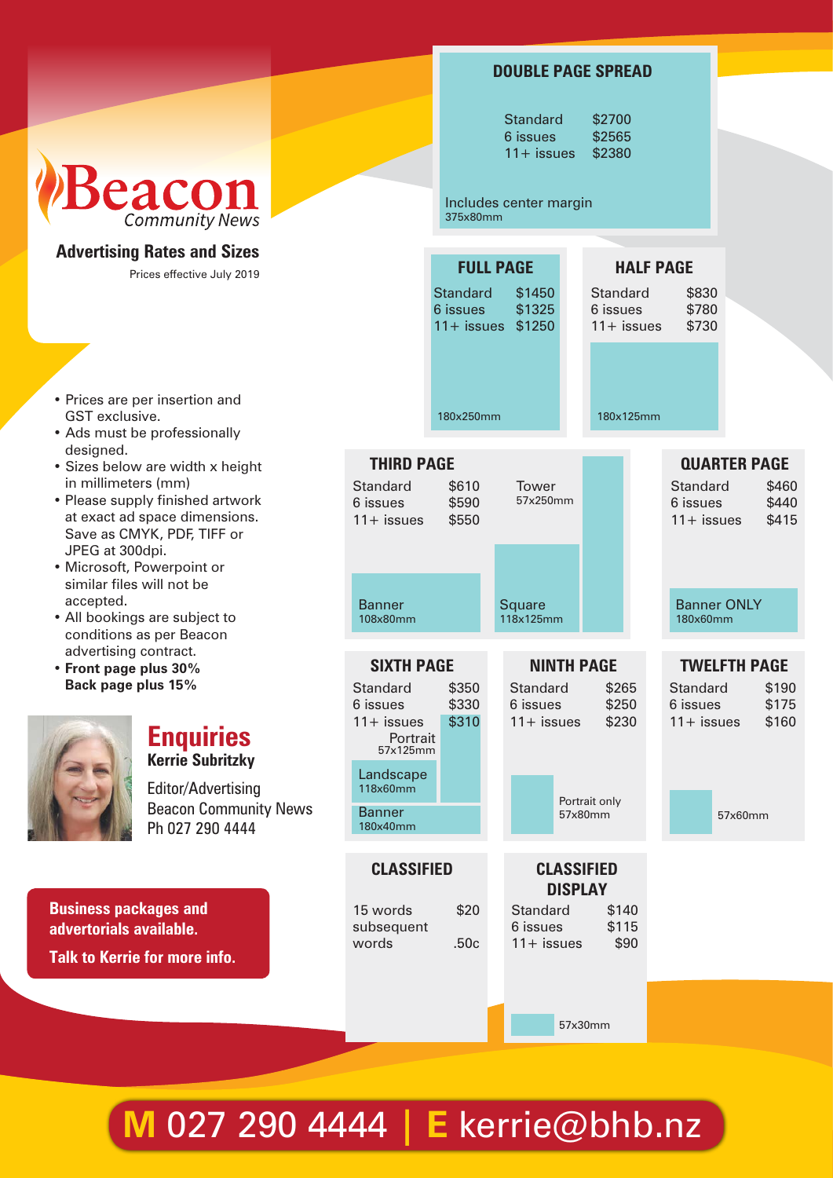# Beacon Community News

## Advertising Rates and Sizes

Prices effective July 2019

- Prices are per insertion and GST exclusive.
- Ads must be professionally designed.
- Sizes below are width x height in millimeters (mm)
- Please supply finished artwork at exact ad space dimensions. Save as CMYK, PDF, TIFF or JPEG at 300dpi.
- Microsoft, Powerpoint or similar files will not be accepted.
- All bookings are subject to conditions as per Beacon advertising contract.
- **Front page plus 30%**
  **Back page plus 15%**

### DOUBLE PAGE SPREAD

| | |
|---|---|
| Standard | $2700 |
| 6 issues | $2565 |
| 11+ issues | $2380 |

Includes center margin
375x80mm

### FULL PAGE

| | |
|---|---|
| Standard | $1450 |
| 6 issues | $1325 |
| 11+ issues | $1250 |

180x250mm

### HALF PAGE

| | |
|---|---|
| Standard | $830 |
| 6 issues | $780 |
| 11+ issues | $730 |

180x125mm

### THIRD PAGE

| | |
|---|---|
| Standard | $610 |
| 6 issues | $590 |
| 11+ issues | $550 |

Tower 57x250mm

Banner 108x80mm

Square 118x125mm

### QUARTER PAGE

| | |
|---|---|
| Standard | $460 |
| 6 issues | $440 |
| 11+ issues | $415 |

Banner ONLY 180x60mm

### SIXTH PAGE

| | |
|---|---|
| Standard | $350 |
| 6 issues | $330 |
| 11+ issues | $310 |

Portrait 57x125mm

Landscape 118x60mm

Banner 180x40mm

### NINTH PAGE

| | |
|---|---|
| Standard | $265 |
| 6 issues | $250 |
| 11+ issues | $230 |

Portrait only 57x80mm

### TWELFTH PAGE

| | |
|---|---|
| Standard | $190 |
| 6 issues | $175 |
| 11+ issues | $160 |

57x60mm

### CLASSIFIED

| | |
|---|---|
| 15 words | $20 |
| subsequent words | .50c |

### CLASSIFIED DISPLAY

| | |
|---|---|
| Standard | $140 |
| 6 issues | $115 |
| 11+ issues | $90 |

57x30mm

## Enquiries

**Kerrie Subritzky**

Editor/Advertising
Beacon Community News
Ph 027 290 4444

**Business packages and advertorials available.**

**Talk to Kerrie for more info.**

**M** 027 290 4444 | **E** kerrie@bhb.nz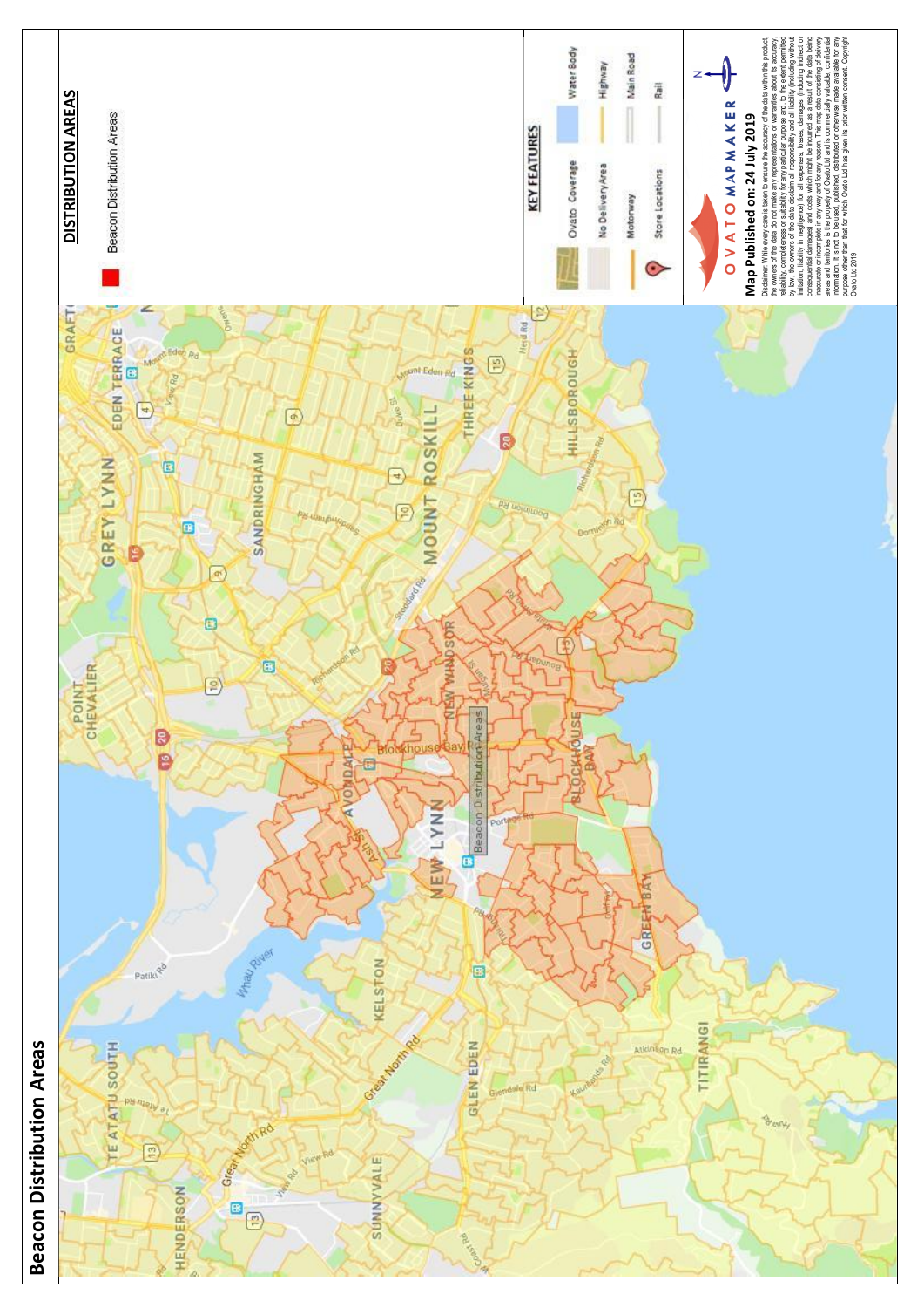# Beacon Distribution Areas

## DISTRIBUTION AREAS

Beacon Distribution Areas

### KEY FEATURES

| | | | |
|---|---|---|---|
| Ovato Coverage | Water Body | No Delivery Area | Highway |
| Motorway | Main Road | Store Locations | Rail |

OVATO MAPMAKER

**Map Published on: 24 July 2019**

Disclaimer: While every care is taken to ensure the accuracy of the data within this product, the owners of the data do not make any representations or warranties about its accuracy, reliability, completeness or suitability for any particular purpose and, to the extent permitted by law, the owners of the data disclaim all responsibility and all liability (including without limitation, liability in negligence) for all expenses, losses, damages (including indirect or consequential damages) and costs which might be incurred as a result of the data being inaccurate or incomplete in any way and for any reason. This map data consisting of delivery areas and territories is the property of Ovato Ltd and is commercially valuable, confidential information. It is not to be used, published, distributed or otherwise made available for any purpose other than that for which Ovato Ltd has given its prior written consent. Copyright Ovato Ltd 2019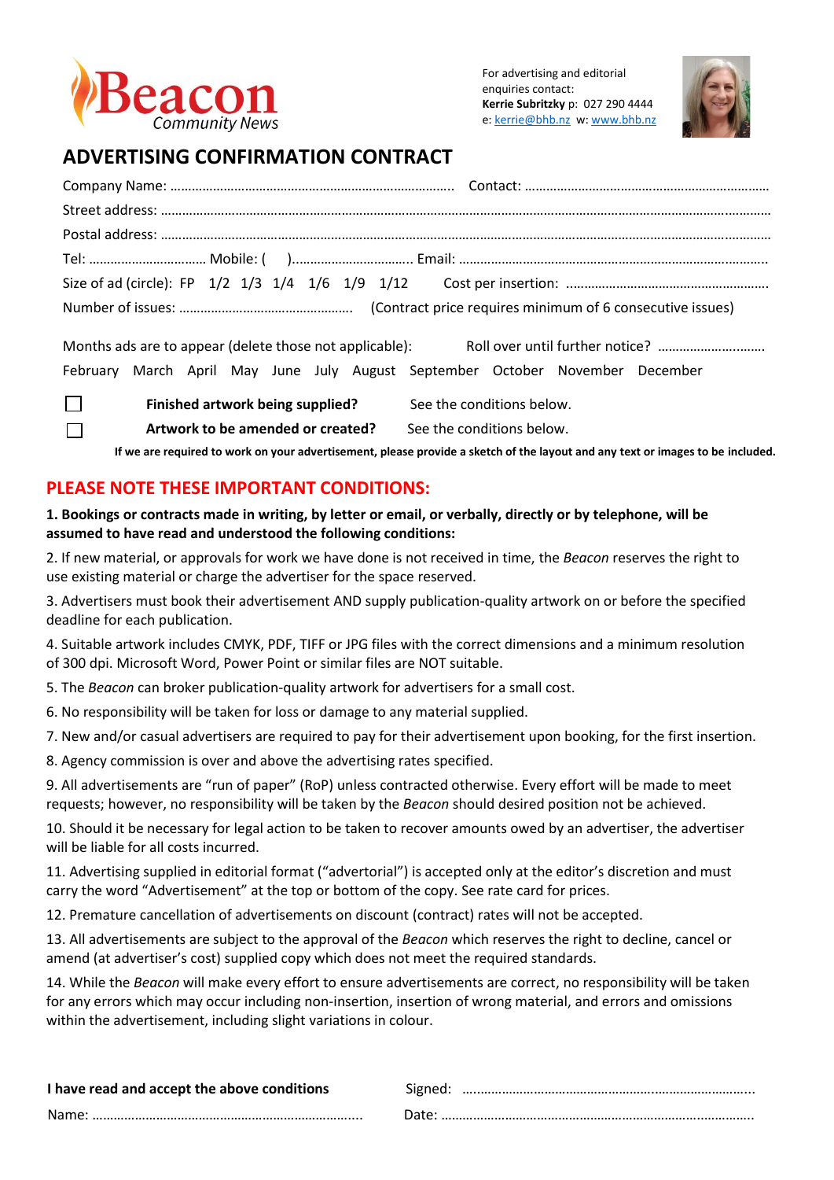Beacon Community News

For advertising and editorial enquiries contact:
**Kerrie Subritzky** p: 027 290 4444
e: kerrie@bhb.nz w: www.bhb.nz

## ADVERTISING CONFIRMATION CONTRACT

Company Name: ………………………………………………………………….. Contact: …………………………………………………………

Street address: …………………………………………………………………………………………………………………………………………

Postal address: …………………………………………………………………………………………………………………………………………

Tel: …………………………… Mobile: ( )…………………………….. Email: ……………………………………………………………………….

Size of ad (circle): FP 1/2 1/3 1/4 1/6 1/9 1/12 Cost per insertion: ……………………………………………….

Number of issues: ………………………………………. (Contract price requires minimum of 6 consecutive issues)

Months ads are to appear (delete those not applicable): Roll over until further notice? …………………….…

February March April May June July August September October November December

☐ **Finished artwork being supplied?** See the conditions below.

☐ **Artwork to be amended or created?** See the conditions below.

**If we are required to work on your advertisement, please provide a sketch of the layout and any text or images to be included.**

## PLEASE NOTE THESE IMPORTANT CONDITIONS:

**1. Bookings or contracts made in writing, by letter or email, or verbally, directly or by telephone, will be assumed to have read and understood the following conditions:**

2. If new material, or approvals for work we have done is not received in time, the *Beacon* reserves the right to use existing material or charge the advertiser for the space reserved.

3. Advertisers must book their advertisement AND supply publication-quality artwork on or before the specified deadline for each publication.

4. Suitable artwork includes CMYK, PDF, TIFF or JPG files with the correct dimensions and a minimum resolution of 300 dpi. Microsoft Word, Power Point or similar files are NOT suitable.

5. The *Beacon* can broker publication-quality artwork for advertisers for a small cost.

6. No responsibility will be taken for loss or damage to any material supplied.

7. New and/or casual advertisers are required to pay for their advertisement upon booking, for the first insertion.

8. Agency commission is over and above the advertising rates specified.

9. All advertisements are "run of paper" (RoP) unless contracted otherwise. Every effort will be made to meet requests; however, no responsibility will be taken by the *Beacon* should desired position not be achieved.

10. Should it be necessary for legal action to be taken to recover amounts owed by an advertiser, the advertiser will be liable for all costs incurred.

11. Advertising supplied in editorial format ("advertorial") is accepted only at the editor's discretion and must carry the word "Advertisement" at the top or bottom of the copy. See rate card for prices.

12. Premature cancellation of advertisements on discount (contract) rates will not be accepted.

13. All advertisements are subject to the approval of the *Beacon* which reserves the right to decline, cancel or amend (at advertiser's cost) supplied copy which does not meet the required standards.

14. While the *Beacon* will make every effort to ensure advertisements are correct, no responsibility will be taken for any errors which may occur including non-insertion, insertion of wrong material, and errors and omissions within the advertisement, including slight variations in colour.

**I have read and accept the above conditions** Signed: ……………………………………………………………………..

Name: ………………………………………………………………….. Date: ……………………………………………………………………………